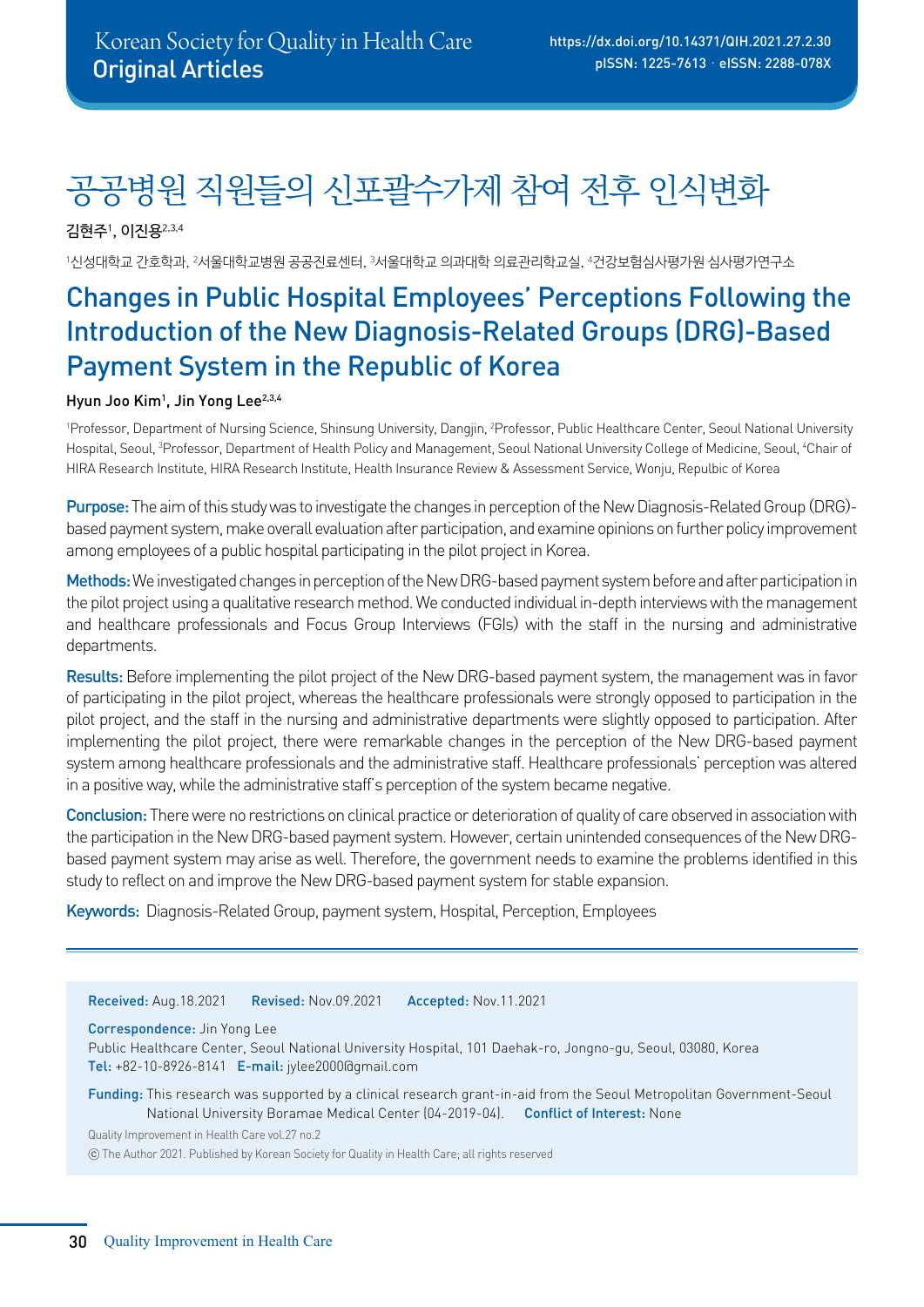Korean Society for Quality in Health Care
Original Articles

https://dx.doi.org/10.14371/QIH.2021.27.2.30
pISSN: 1225-7613 · eISSN: 2288-078X

# 공공병원 직원들의 신포괄수가제 참여 전후 인식변화

김현주[1], 이진용[2,3,4]

[1]신성대학교 간호학과, [2]서울대학교병원 공공진료센터, [3]서울대학교 의과대학 의료관리학교실, [4]건강보험심사평가원 심사평가연구소

# Changes in Public Hospital Employees' Perceptions Following the Introduction of the New Diagnosis-Related Groups (DRG)-Based Payment System in the Republic of Korea

Hyun Joo Kim[1], Jin Yong Lee[2,3,4]

[1]Professor, Department of Nursing Science, Shinsung University, Dangjin, [2]Professor, Public Healthcare Center, Seoul National University Hospital, Seoul, [3]Professor, Department of Health Policy and Management, Seoul National University College of Medicine, Seoul, [4]Chair of HIRA Research Institute, HIRA Research Institute, Health Insurance Review & Assessment Service, Wonju, Repulbic of Korea

**Purpose:** The aim of this study was to investigate the changes in perception of the New Diagnosis-Related Group (DRG)-based payment system, make overall evaluation after participation, and examine opinions on further policy improvement among employees of a public hospital participating in the pilot project in Korea.

**Methods:** We investigated changes in perception of the New DRG-based payment system before and after participation in the pilot project using a qualitative research method. We conducted individual in-depth interviews with the management and healthcare professionals and Focus Group Interviews (FGIs) with the staff in the nursing and administrative departments.

**Results:** Before implementing the pilot project of the New DRG-based payment system, the management was in favor of participating in the pilot project, whereas the healthcare professionals were strongly opposed to participation in the pilot project, and the staff in the nursing and administrative departments were slightly opposed to participation. After implementing the pilot project, there were remarkable changes in the perception of the New DRG-based payment system among healthcare professionals and the administrative staff. Healthcare professionals' perception was altered in a positive way, while the administrative staff's perception of the system became negative.

**Conclusion:** There were no restrictions on clinical practice or deterioration of quality of care observed in association with the participation in the New DRG-based payment system. However, certain unintended consequences of the New DRG-based payment system may arise as well. Therefore, the government needs to examine the problems identified in this study to reflect on and improve the New DRG-based payment system for stable expansion.

**Keywords:** Diagnosis-Related Group, payment system, Hospital, Perception, Employees

---

**Received:** Aug.18.2021 **Revised:** Nov.09.2021 **Accepted:** Nov.11.2021

**Correspondence:** Jin Yong Lee
Public Healthcare Center, Seoul National University Hospital, 101 Daehak-ro, Jongno-gu, Seoul, 03080, Korea
**Tel:** +82-10-8926-8141 **E-mail:** jylee2000@gmail.com

**Funding:** This research was supported by a clinical research grant-in-aid from the Seoul Metropolitan Government-Seoul National University Boramae Medical Center (04-2019-04). **Conflict of Interest:** None

Quality Improvement in Health Care vol.27 no.2
ⓒ The Author 2021. Published by Korean Society for Quality in Health Care; all rights reserved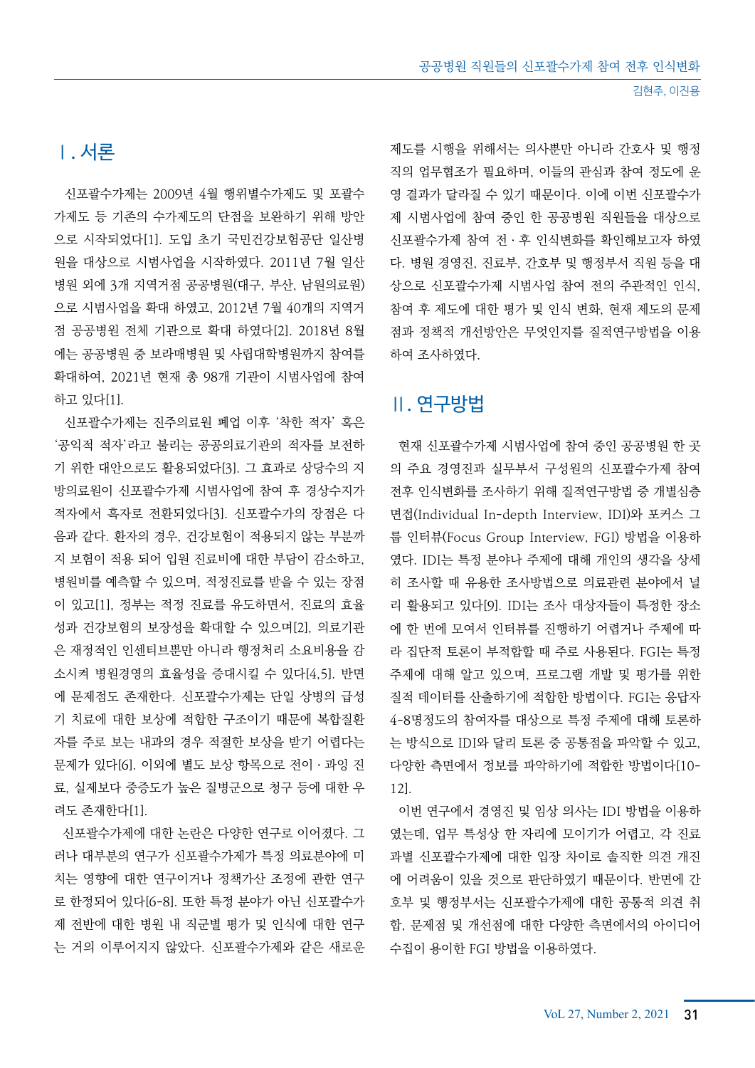## Ⅰ. 서론

신포괄수가제는 2009년 4월 행위별수가제도 및 포괄수가제도 등 기존의 수가제도의 단점을 보완하기 위해 방안으로 시작되었다[1]. 도입 초기 국민건강보험공단 일산병원을 대상으로 시범사업을 시작하였다. 2011년 7월 일산병원 외에 3개 지역거점 공공병원(대구, 부산, 남원의료원)으로 시범사업을 확대 하였고, 2012년 7월 40개의 지역거점 공공병원 전체 기관으로 확대 하였다[2]. 2018년 8월에는 공공병원 중 보라매병원 및 사립대학병원까지 참여를 확대하여, 2021년 현재 총 98개 기관이 시범사업에 참여하고 있다[1].

신포괄수가제는 진주의료원 폐업 이후 '착한 적자' 혹은 '공익적 적자'라고 불리는 공공의료기관의 적자를 보전하기 위한 대안으로도 활용되었다[3]. 그 효과로 상당수의 지방의료원이 신포괄수가제 시범사업에 참여 후 경상수지가 적자에서 흑자로 전환되었다[3]. 신포괄수가의 장점은 다음과 같다. 환자의 경우, 건강보험이 적용되지 않는 부분까지 보험이 적용 되어 입원 진료비에 대한 부담이 감소하고, 병원비를 예측할 수 있으며, 적정진료를 받을 수 있는 장점이 있고[1], 정부는 적정 진료를 유도하면서, 진료의 효율성과 건강보험의 보장성을 확대할 수 있으며[2], 의료기관은 재정적인 인센티브뿐만 아니라 행정처리 소요비용을 감소시켜 병원경영의 효율성을 증대시킬 수 있다[4,5]. 반면에 문제점도 존재한다. 신포괄수가제는 단일 상병의 급성기 치료에 대한 보상에 적합한 구조이기 때문에 복합질환자를 주로 보는 내과의 경우 적절한 보상을 받기 어렵다는 문제가 있다[6]. 이외에 별도 보상 항목으로 전이·과잉 진료, 실제보다 중증도가 높은 질병군으로 청구 등에 대한 우려도 존재한다[1].

신포괄수가제에 대한 논란은 다양한 연구로 이어졌다. 그러나 대부분의 연구가 신포괄수가제가 특정 의료분야에 미치는 영향에 대한 연구이거나 정책가산 조정에 관한 연구로 한정되어 있다[6-8]. 또한 특정 분야가 아닌 신포괄수가제 전반에 대한 병원 내 직군별 평가 및 인식에 대한 연구는 거의 이루어지지 않았다. 신포괄수가제와 같은 새로운 제도를 시행을 위해서는 의사뿐만 아니라 간호사 및 행정직의 업무협조가 필요하며, 이들의 관심과 참여 정도에 운영 결과가 달라질 수 있기 때문이다. 이에 이번 신포괄수가제 시범사업에 참여 중인 한 공공병원 직원들을 대상으로 신포괄수가제 참여 전·후 인식변화를 확인해보고자 하였다. 병원 경영진, 진료부, 간호부 및 행정부서 직원 등을 대상으로 신포괄수가제 시범사업 참여 전의 주관적인 인식, 참여 후 제도에 대한 평가 및 인식 변화, 현재 제도의 문제점과 정책적 개선방안은 무엇인지를 질적연구방법을 이용하여 조사하였다.

## Ⅱ. 연구방법

현재 신포괄수가제 시범사업에 참여 중인 공공병원 한 곳의 주요 경영진과 실무부서 구성원의 신포괄수가제 참여 전후 인식변화를 조사하기 위해 질적연구방법 중 개별심층면접(Individual In-depth Interview, IDI)와 포커스 그룹 인터뷰(Focus Group Interview, FGI) 방법을 이용하였다. IDI는 특정 분야나 주제에 대해 개인의 생각을 상세히 조사할 때 유용한 조사방법으로 의료관련 분야에서 널리 활용되고 있다[9]. IDI는 조사 대상자들이 특정한 장소에 한 번에 모여서 인터뷰를 진행하기 어렵거나 주제에 따라 집단적 토론이 부적합할 때 주로 사용된다. FGI는 특정 주제에 대해 알고 있으며, 프로그램 개발 및 평가를 위한 질적 데이터를 산출하기에 적합한 방법이다. FGI는 응답자 4-8명정도의 참여자를 대상으로 특정 주제에 대해 토론하는 방식으로 IDI와 달리 토론 중 공통점을 파악할 수 있고, 다양한 측면에서 정보를 파악하기에 적합한 방법이다[10-12].

이번 연구에서 경영진 및 임상 의사는 IDI 방법을 이용하였는데, 업무 특성상 한 자리에 모이기가 어렵고, 각 진료과별 신포괄수가제에 대한 입장 차이로 솔직한 의견 개진에 어려움이 있을 것으로 판단하였기 때문이다. 반면에 간호부 및 행정부서는 신포괄수가제에 대한 공통적 의견 취합, 문제점 및 개선점에 대한 다양한 측면에서의 아이디어 수집이 용이한 FGI 방법을 이용하였다.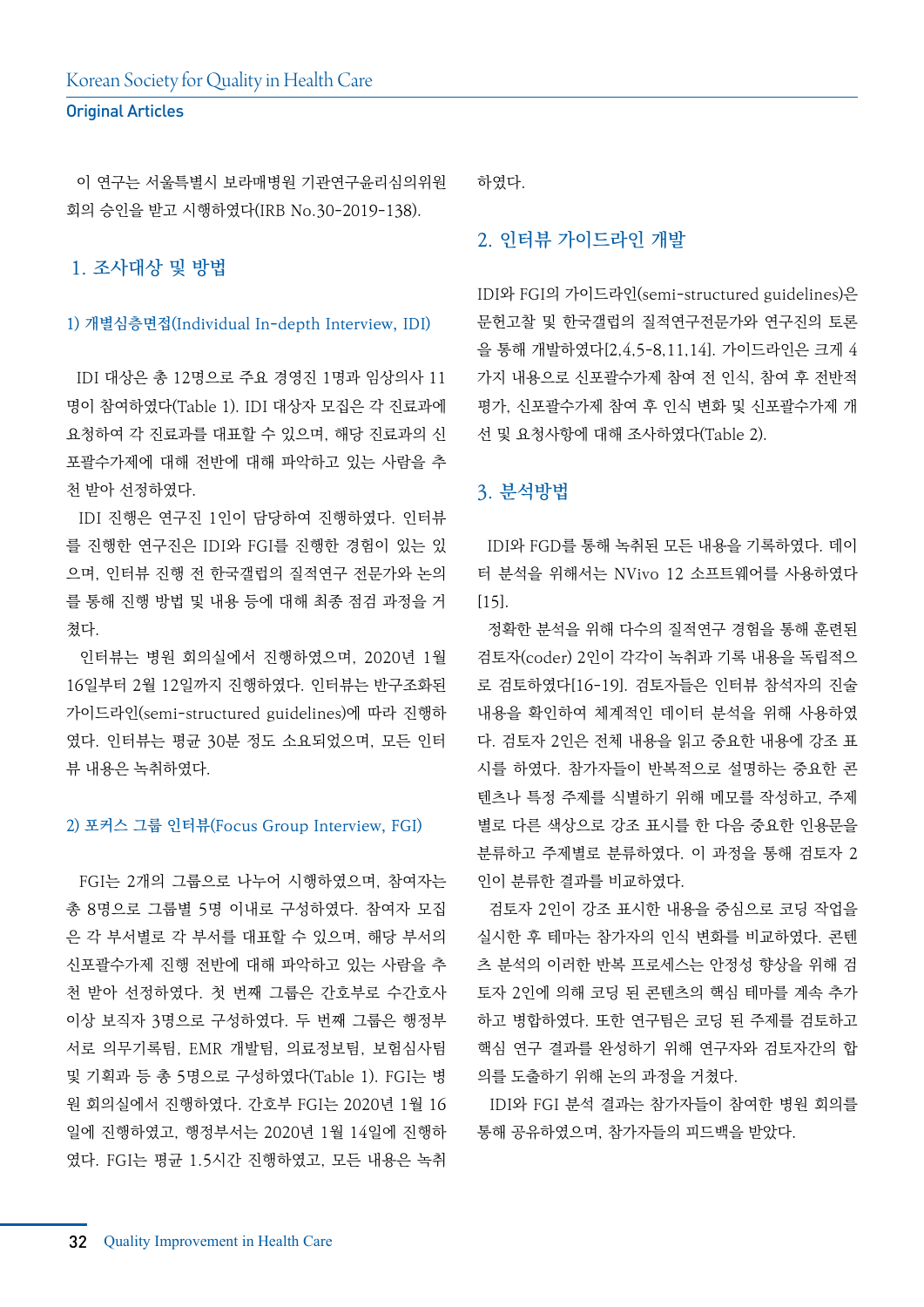이 연구는 서울특별시 보라매병원 기관연구윤리심의위원회의 승인을 받고 시행하였다(IRB No.30-2019-138).

## 1. 조사대상 및 방법

### 1) 개별심층면접(Individual In-depth Interview, IDI)

IDI 대상은 총 12명으로 주요 경영진 1명과 임상의사 11명이 참여하였다(Table 1). IDI 대상자 모집은 각 진료과에 요청하여 각 진료과를 대표할 수 있으며, 해당 진료과의 신포괄수가제에 대해 전반에 대해 파악하고 있는 사람을 추천 받아 선정하였다.

IDI 진행은 연구진 1인이 담당하여 진행하였다. 인터뷰를 진행한 연구진은 IDI와 FGI를 진행한 경험이 있는 있으며, 인터뷰 진행 전 한국갤럽의 질적연구 전문가와 논의를 통해 진행 방법 및 내용 등에 대해 최종 점검 과정을 거쳤다.

인터뷰는 병원 회의실에서 진행하였으며, 2020년 1월 16일부터 2월 12일까지 진행하였다. 인터뷰는 반구조화된 가이드라인(semi-structured guidelines)에 따라 진행하였다. 인터뷰는 평균 30분 정도 소요되었으며, 모든 인터뷰 내용은 녹취하였다.

### 2) 포커스 그룹 인터뷰(Focus Group Interview, FGI)

FGI는 2개의 그룹으로 나누어 시행하였으며, 참여자는 총 8명으로 그룹별 5명 이내로 구성하였다. 참여자 모집은 각 부서별로 각 부서를 대표할 수 있으며, 해당 부서의 신포괄수가제 진행 전반에 대해 파악하고 있는 사람을 추천 받아 선정하였다. 첫 번째 그룹은 간호부로 수간호사 이상 보직자 3명으로 구성하였다. 두 번째 그룹은 행정부서로 의무기록팀, EMR 개발팀, 의료정보팀, 보험심사팀 및 기획과 등 총 5명으로 구성하였다(Table 1). FGI는 병원 회의실에서 진행하였다. 간호부 FGI는 2020년 1월 16일에 진행하였고, 행정부서는 2020년 1월 14일에 진행하였다. FGI는 평균 1.5시간 진행하였고, 모든 내용은 녹취하였다.

## 2. 인터뷰 가이드라인 개발

IDI와 FGI의 가이드라인(semi-structured guidelines)은 문헌고찰 및 한국갤럽의 질적연구전문가와 연구진의 토론을 통해 개발하였다[2,4,5-8,11,14]. 가이드라인은 크게 4가지 내용으로 신포괄수가제 참여 전 인식, 참여 후 전반적 평가, 신포괄수가제 참여 후 인식 변화 및 신포괄수가제 개선 및 요청사항에 대해 조사하였다(Table 2).

## 3. 분석방법

IDI와 FGD를 통해 녹취된 모든 내용을 기록하였다. 데이터 분석을 위해서는 NVivo 12 소프트웨어를 사용하였다[15].

정확한 분석을 위해 다수의 질적연구 경험을 통해 훈련된 검토자(coder) 2인이 각각이 녹취과 기록 내용을 독립적으로 검토하였다[16-19]. 검토자들은 인터뷰 참석자의 진술 내용을 확인하여 체계적인 데이터 분석을 위해 사용하였다. 검토자 2인은 전체 내용을 읽고 중요한 내용에 강조 표시를 하였다. 참가자들이 반복적으로 설명하는 중요한 콘텐츠나 특정 주제를 식별하기 위해 메모를 작성하고, 주제별로 다른 색상으로 강조 표시를 한 다음 중요한 인용문을 분류하고 주제별로 분류하였다. 이 과정을 통해 검토자 2인이 분류한 결과를 비교하였다.

검토자 2인이 강조 표시한 내용을 중심으로 코딩 작업을 실시한 후 테마는 참가자의 인식 변화를 비교하였다. 콘텐츠 분석의 이러한 반복 프로세스는 안정성 향상을 위해 검토자 2인에 의해 코딩 된 콘텐츠의 핵심 테마를 계속 추가하고 병합하였다. 또한 연구팀은 코딩 된 주제를 검토하고 핵심 연구 결과를 완성하기 위해 연구자와 검토자간의 합의를 도출하기 위해 논의 과정을 거쳤다.

IDI와 FGI 분석 결과는 참가자들이 참여한 병원 회의를 통해 공유하였으며, 참가자들의 피드백을 받았다.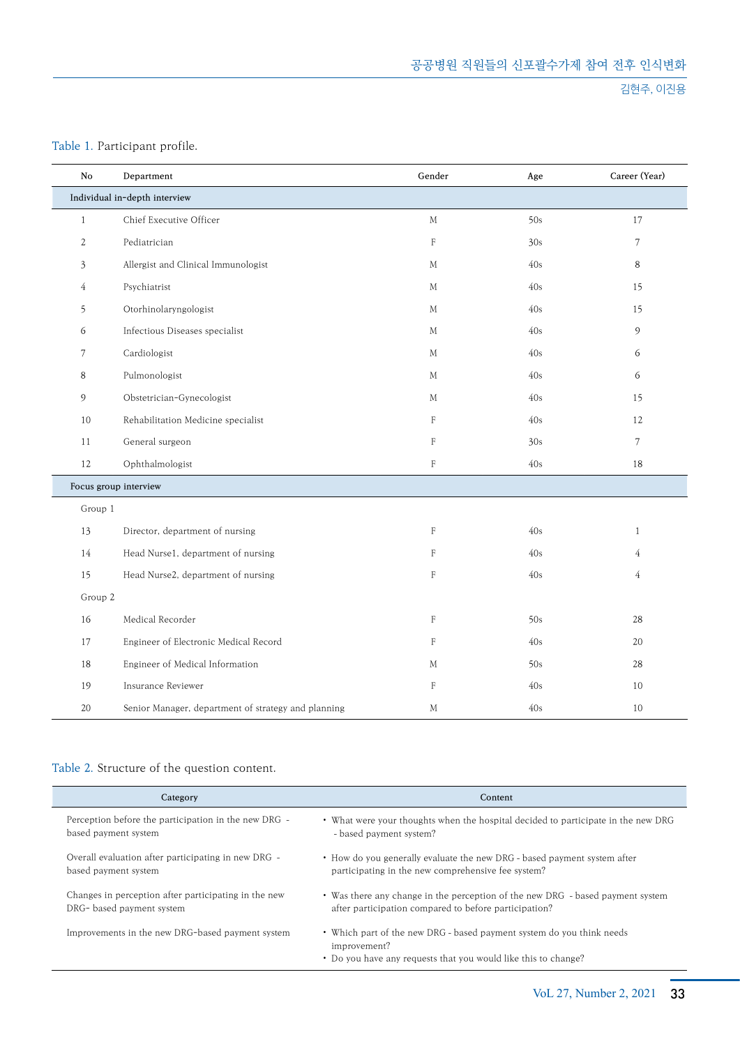Table 1. Participant profile.

| No | Department | Gender | Age | Career (Year) |
|---|---|---|---|---|
| Individual in-depth interview | | | | |
| 1 | Chief Executive Officer | M | 50s | 17 |
| 2 | Pediatrician | F | 30s | 7 |
| 3 | Allergist and Clinical Immunologist | M | 40s | 8 |
| 4 | Psychiatrist | M | 40s | 15 |
| 5 | Otorhinolaryngologist | M | 40s | 15 |
| 6 | Infectious Diseases specialist | M | 40s | 9 |
| 7 | Cardiologist | M | 40s | 6 |
| 8 | Pulmonologist | M | 40s | 6 |
| 9 | Obstetrician-Gynecologist | M | 40s | 15 |
| 10 | Rehabilitation Medicine specialist | F | 40s | 12 |
| 11 | General surgeon | F | 30s | 7 |
| 12 | Ophthalmologist | F | 40s | 18 |
| Focus group interview | | | | |
| Group 1 | | | | |
| 13 | Director, department of nursing | F | 40s | 1 |
| 14 | Head Nurse1, department of nursing | F | 40s | 4 |
| 15 | Head Nurse2, department of nursing | F | 40s | 4 |
| Group 2 | | | | |
| 16 | Medical Recorder | F | 50s | 28 |
| 17 | Engineer of Electronic Medical Record | F | 40s | 20 |
| 18 | Engineer of Medical Information | M | 50s | 28 |
| 19 | Insurance Reviewer | F | 40s | 10 |
| 20 | Senior Manager, department of strategy and planning | M | 40s | 10 |

Table 2. Structure of the question content.

| Category | Content |
|---|---|
| Perception before the participation in the new DRG - based payment system | • What were your thoughts when the hospital decided to participate in the new DRG - based payment system? |
| Overall evaluation after participating in new DRG - based payment system | • How do you generally evaluate the new DRG - based payment system after participating in the new comprehensive fee system? |
| Changes in perception after participating in the new DRG- based payment system | • Was there any change in the perception of the new DRG - based payment system after participation compared to before participation? |
| Improvements in the new DRG-based payment system | • Which part of the new DRG - based payment system do you think needs improvement?<br>• Do you have any requests that you would like this to change? |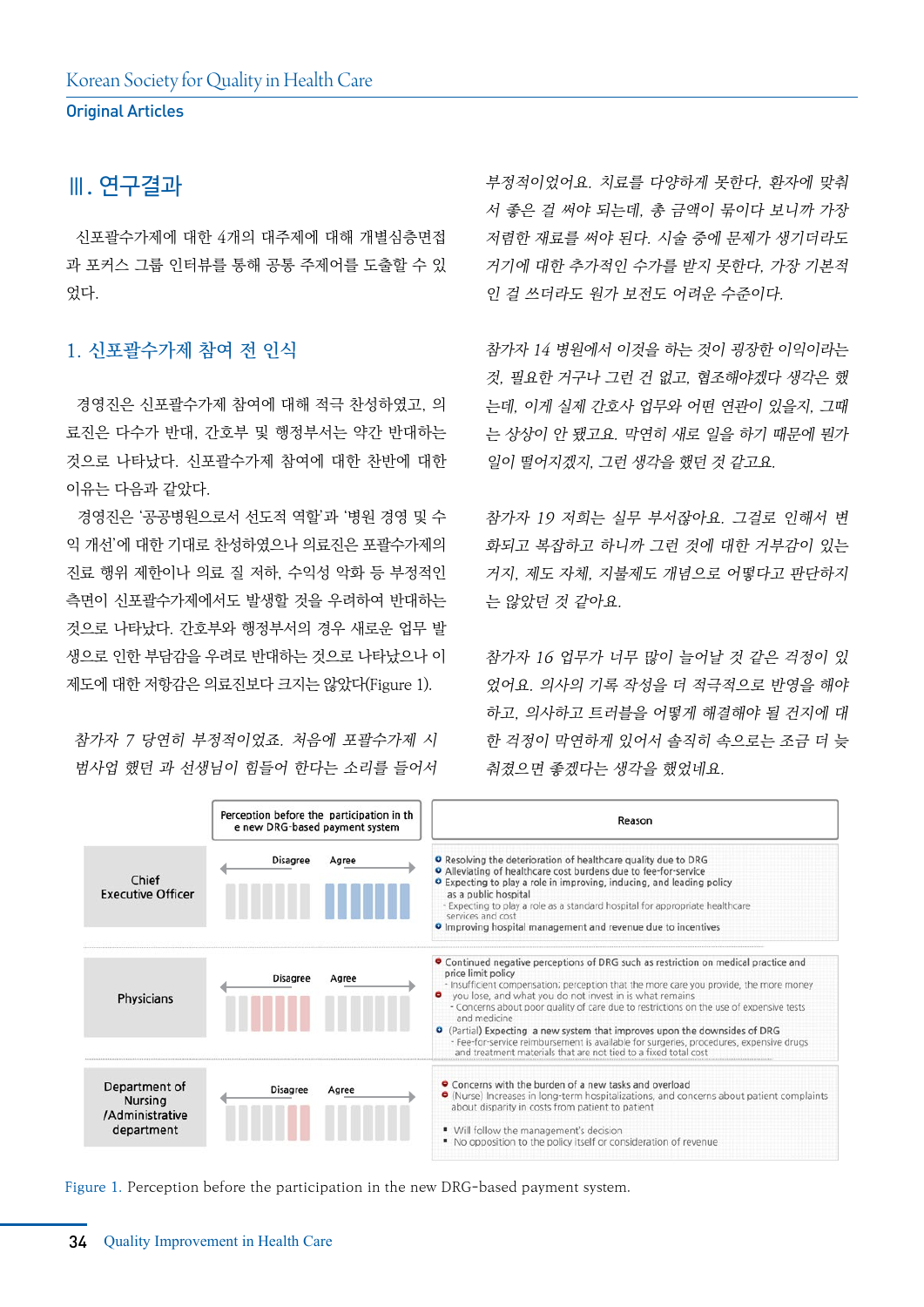## Ⅲ. 연구결과

신포괄수가제에 대한 4개의 대주제에 대해 개별심층면접과 포커스 그룹 인터뷰를 통해 공통 주제어를 도출할 수 있었다.

### 1. 신포괄수가제 참여 전 인식

경영진은 신포괄수가제 참여에 대해 적극 찬성하였고, 의료진은 다수가 반대, 간호부 및 행정부서는 약간 반대하는 것으로 나타났다. 신포괄수가제 참여에 대한 찬반에 대한 이유는 다음과 같았다.

경영진은 '공공병원으로서 선도적 역할'과 '병원 경영 및 수익 개선'에 대한 기대로 찬성하였으나 의료진은 포괄수가제의 진료 행위 제한이나 의료 질 저하, 수익성 악화 등 부정적인 측면이 신포괄수가제에서도 발생할 것을 우려하여 반대하는 것으로 나타났다. 간호부와 행정부서의 경우 새로운 업무 발생으로 인한 부담감을 우려로 반대하는 것으로 나타났으나 이 제도에 대한 저항감은 의료진보다 크지는 않았다(Figure 1).

*참가자 7 당연히 부정적이었죠. 처음에 포괄수가제 시범사업 했던 과 선생님이 힘들어 한다는 소리를 들어서 부정적이었어요. 치료를 다양하게 못한다, 환자에 맞춰서 좋은 걸 써야 되는데, 총 금액이 묶이다 보니까 가장 저렴한 재료를 써야 된다. 시술 중에 문제가 생기더라도 거기에 대한 추가적인 수가를 받지 못한다, 가장 기본적인 걸 쓰더라도 원가 보전도 어려운 수준이다.*

*참가자 14 병원에서 이것을 하는 것이 굉장한 이익이라는 것, 필요한 거구나 그런 건 없고, 협조해야겠다 생각은 했는데, 이게 실제 간호사 업무와 어떤 연관이 있을지, 그때는 상상이 안 됐고요. 막연히 새로 일을 하기 때문에 뭔가 일이 떨어지겠지, 그런 생각을 했던 것 같고요.*

*참가자 19 저희는 실무 부서잖아요. 그걸로 인해서 변화되고 복잡하고 하니까 그런 것에 대한 거부감이 있는 거지, 제도 자체, 지불제도 개념으로 어떻다고 판단하지는 않았던 것 같아요.*

*참가자 16 업무가 너무 많이 늘어날 것 같은 걱정이 있었어요. 의사의 기록 작성을 더 적극적으로 반영을 해야 하고, 의사하고 트러블을 어떻게 해결해야 될 건지에 대한 걱정이 막연하게 있어서 솔직히 속으로는 조금 더 늦춰졌으면 좋겠다는 생각을 했었네요.*

| | Perception before the participation in the new DRG-based payment system | Reason |
|---|---|---|
| Chief Executive Officer | Disagree ← → Agree | • Resolving the deterioration of healthcare quality due to DRG<br>• Alleviating of healthcare cost burdens due to fee-for-service<br>• Expecting to play a role in improving, inducing, and leading policy as a public hospital<br>- Expecting to play a role as a standard hospital for appropriate healthcare services and cost<br>• Improving hospital management and revenue due to incentives |
| Physicians | Disagree ← → Agree | • Continued negative perceptions of DRG such as restriction on medical practice and price limit policy<br>- Insufficient compensation; perception that the more care you provide, the more money you lose, and what you do not invest in is what remains<br>- Concerns about poor quality of care due to restrictions on the use of expensive tests and medicine<br>• (Partial) Expecting a new system that improves upon the downsides of DRG<br>- Fee-for-service reimbursement is available for surgeries, procedures, expensive drugs and treatment materials that are not tied to a fixed total cost |
| Department of Nursing /Administrative department | Disagree ← → Agree | • Concerns with the burden of a new tasks and overload<br>• (Nurse) Increases in long-term hospitalizations, and concerns about patient complaints about disparity in costs from patient to patient<br>▪ Will follow the management's decision<br>▪ No opposition to the policy itself or consideration of revenue |

Figure 1. Perception before the participation in the new DRG-based payment system.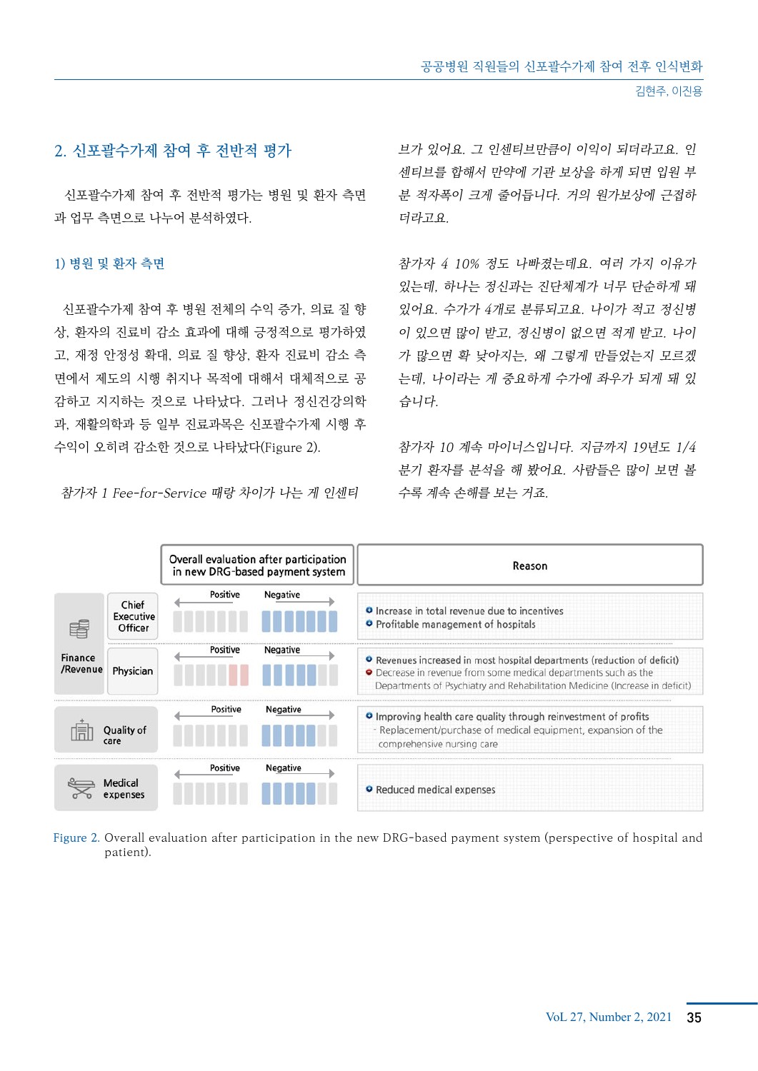## 2. 신포괄수가제 참여 후 전반적 평가

신포괄수가제 참여 후 전반적 평가는 병원 및 환자 측면과 업무 측면으로 나누어 분석하였다.

### 1) 병원 및 환자 측면

신포괄수가제 참여 후 병원 전체의 수익 증가, 의료 질 향상, 환자의 진료비 감소 효과에 대해 긍정적으로 평가하였고, 재정 안정성 확대, 의료 질 향상, 환자 진료비 감소 측면에서 제도의 시행 취지나 목적에 대해서 대체적으로 공감하고 지지하는 것으로 나타났다. 그러나 정신건강의학과, 재활의학과 등 일부 진료과목은 신포괄수가제 시행 후 수익이 오히려 감소한 것으로 나타났다(Figure 2).

*참가자 1 Fee-for-Service 때랑 차이가 나는 게 인센티브가 있어요. 그 인센티브만큼이 이익이 되더라고요. 인센티브를 합해서 만약에 기관 보상을 하게 되면 입원 부분 적자폭이 크게 줄어듭니다. 거의 원가보상에 근접하더라고요.*

*참가자 4 10% 정도 나빠졌는데요. 여러 가지 이유가 있는데, 하나는 정신과는 진단체계가 너무 단순하게 돼 있어요. 수가가 4개로 분류되고요. 나이가 적고 정신병이 있으면 많이 받고, 정신병이 없으면 적게 받고. 나이가 많으면 확 낮아지는, 왜 그렇게 만들었는지 모르겠는데, 나이라는 게 중요하게 수가에 좌우가 되게 돼 있습니다.*

*참가자 10 계속 마이너스입니다. 지금까지 19년도 1/4분기 환자를 분석을 해 봤어요. 사람들은 많이 보면 볼수록 계속 손해를 보는 거죠.*

| | | Overall evaluation after participation in new DRG-based payment system | Reason |
|---|---|---|---|
| Finance /Revenue | Chief Executive Officer | Positive ← → Negative | Increase in total revenue due to incentives<br>Profitable management of hospitals |
| | Physician | Positive ← → Negative | Revenues increased in most hospital departments (reduction of deficit)<br>Decrease in revenue from some medical departments such as the Departments of Psychiatry and Rehabilitation Medicine (Increase in deficit) |
| Quality of care | | Positive ← → Negative | Improving health care quality through reinvestment of profits<br>- Replacement/purchase of medical equipment, expansion of the comprehensive nursing care |
| Medical expenses | | Positive ← → Negative | Reduced medical expenses |

Figure 2. Overall evaluation after participation in the new DRG-based payment system (perspective of hospital and patient).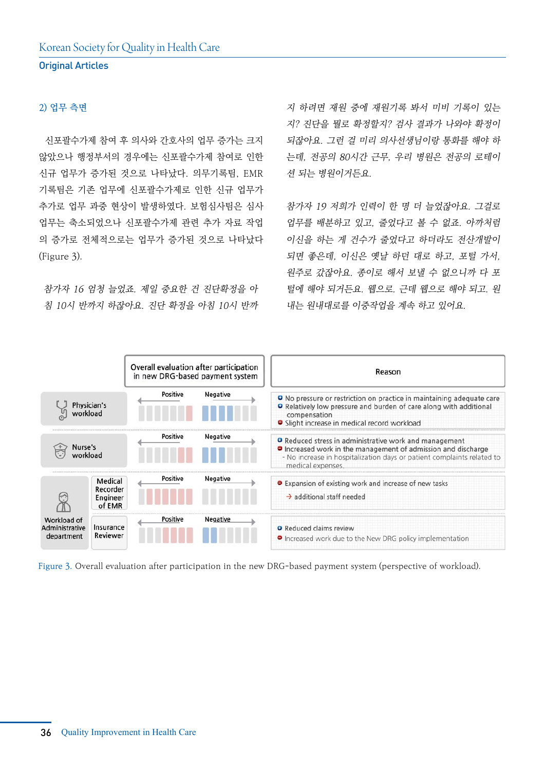### 2) 업무 측면

신포괄수가제 참여 후 의사와 간호사의 업무 증가는 크지 않았으나 행정부서의 경우에는 신포괄수가제 참여로 인한 신규 업무가 증가된 것으로 나타났다. 의무기록팀, EMR 기록팀은 기존 업무에 신포괄수가제로 인한 신규 업무가 추가로 업무 과중 현상이 발생하였다. 보험심사팀은 심사 업무는 축소되었으나 신포괄수가제 관련 추가 자료 작업의 증가로 전체적으로는 업무가 증가된 것으로 나타났다 (Figure 3).

*참가자 16 엄청 늘었죠. 제일 중요한 건 진단확정을 아침 10시 반까지 하잖아요. 진단 확정을 아침 10시 반까지 하려면 재원 중에 재원기록 봐서 미비 기록이 있는지? 진단을 뭘로 확정할지? 검사 결과가 나와야 확정이 되잖아요. 그런 걸 미리 의사선생님이랑 통화를 해야 하는데, 전공의 80시간 근무, 우리 병원은 전공의 로테이션 되는 병원이거든요.*

*참가자 19 저희가 인력이 한 명 더 늘었잖아요. 그걸로 업무를 배분하고 있고, 줄었다고 볼 수 없죠. 아까처럼 이신을 하는 게 건수가 줄었다고 하더라도 전산개발이 되면 좋은데, 이신은 옛날 하던 대로 하고, 포털 가서, 원주로 갔잖아요. 종이로 해서 보낼 수 없으니까 다 포털에 해야 되거든요. 웹으로, 근데 웹으로 해야 되고, 원내는 원내대로를 이중작업을 계속 하고 있어요.*

| | Overall evaluation after participation in new DRG-based payment system | Reason |
|---|---|---|
| Physician's workload | Positive / Negative | No pressure or restriction on practice in maintaining adequate care<br>Relatively low pressure and burden of care along with additional compensation<br>Slight increase in medical record workload |
| Nurse's workload | Positive / Negative | Reduced stress in administrative work and management<br>Increased work in the management of admission and discharge<br>- No increase in hospitalization days or patient complaints related to medical expenses. |
| Workload of Administrative department – Medical Recorder Engineer of EMR | Positive / Negative | Expansion of existing work and increase of new tasks<br>→ additional staff needed |
| Workload of Administrative department – Insurance Reviewer | Positive / Negative | Reduced claims review<br>Increased work due to the New DRG policy implementation |

Figure 3. Overall evaluation after participation in the new DRG-based payment system (perspective of workload).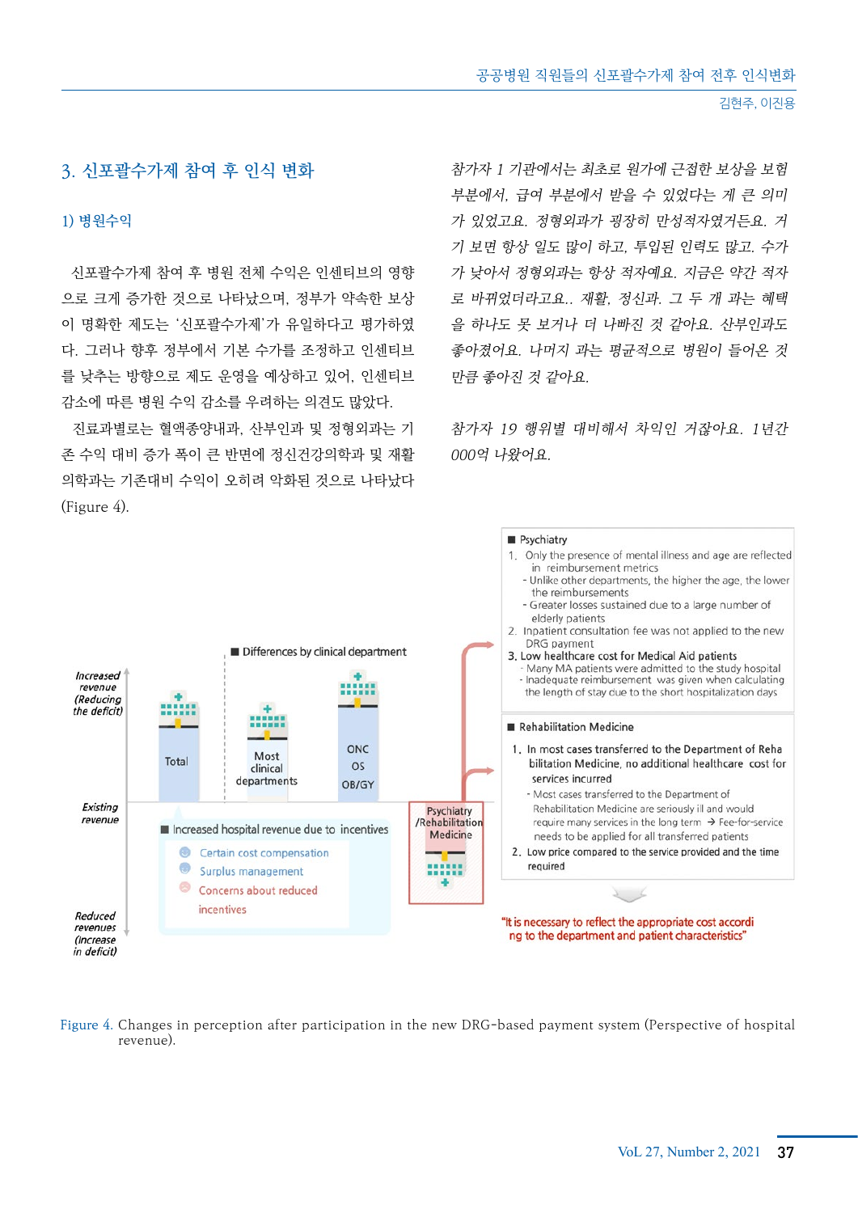## 3. 신포괄수가제 참여 후 인식 변화

### 1) 병원수익

신포괄수가제 참여 후 병원 전체 수익은 인센티브의 영향으로 크게 증가한 것으로 나타났으며, 정부가 약속한 보상이 명확한 제도는 '신포괄수가제'가 유일하다고 평가하였다. 그러나 향후 정부에서 기본 수가를 조정하고 인센티브를 낮추는 방향으로 제도 운영을 예상하고 있어, 인센티브 감소에 따른 병원 수익 감소를 우려하는 의견도 많았다.

진료과별로는 혈액종양내과, 산부인과 및 정형외과는 기존 수익 대비 증가 폭이 큰 반면에 정신건강의학과 및 재활의학과는 기존대비 수익이 오히려 악화된 것으로 나타났다 (Figure 4).

*참가자 1 기관에서는 최초로 원가에 근접한 보상을 보험 부분에서, 급여 부분에서 받을 수 있었다는 게 큰 의미가 있었고요. 정형외과가 굉장히 만성적자였거든요. 거기 보면 항상 일도 많이 하고, 투입된 인력도 많고. 수가가 낮아서 정형외과는 항상 적자예요. 지금은 약간 적자로 바뀌었더라고요.. 재활, 정신과. 그 두 개 과는 혜택을 하나도 못 보거나 더 나빠진 것 같아요. 산부인과도 좋아졌어요. 나머지 과는 평균적으로 병원이 들어온 것 만큼 좋아진 것 같아요.*

*참가자 19 행위별 대비해서 차익인 거잖아요. 1년간 000억 나왔어요.*

Figure 4. Changes in perception after participation in the new DRG-based payment system (Perspective of hospital revenue).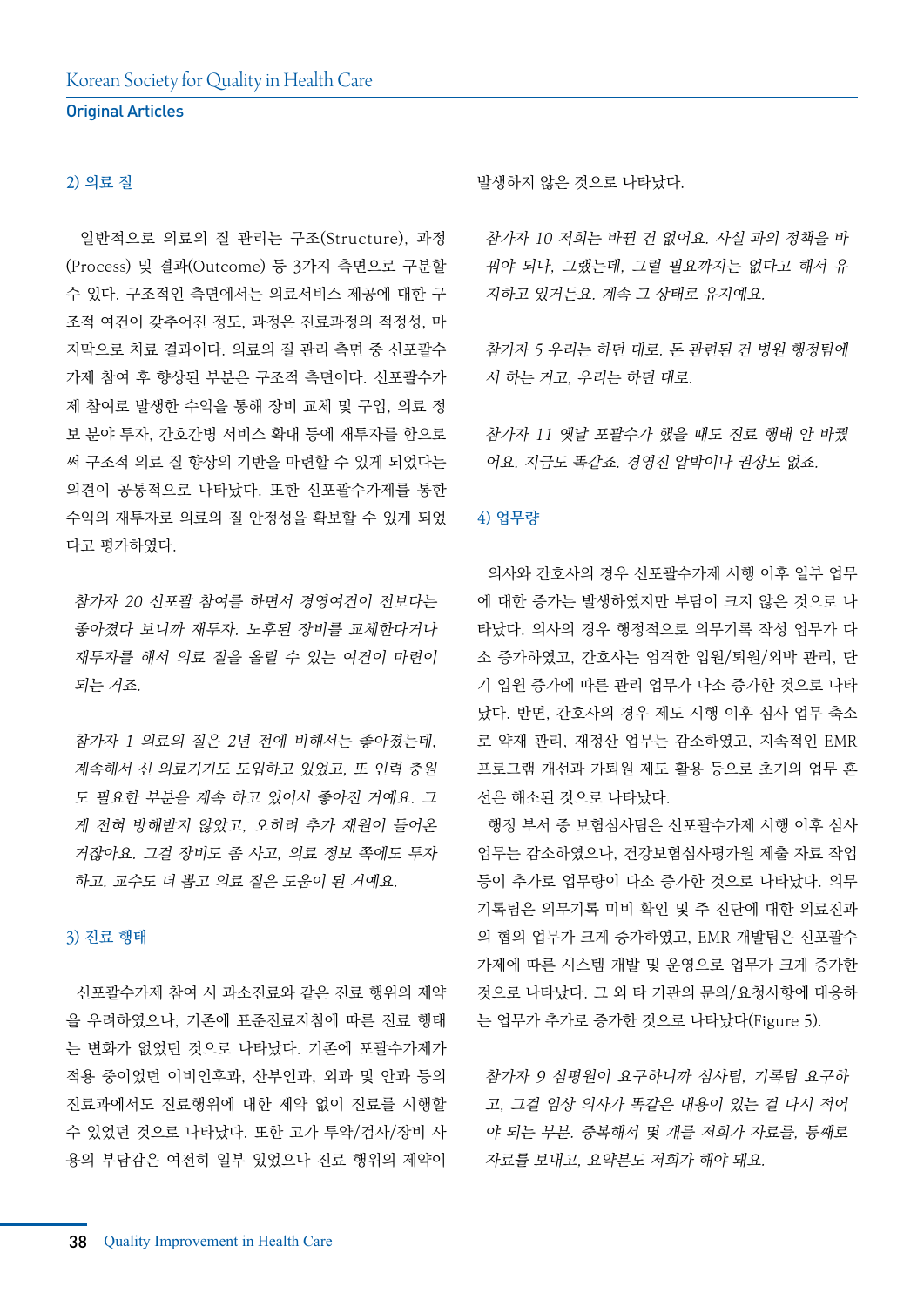#### 2) 의료 질

일반적으로 의료의 질 관리는 구조(Structure), 과정(Process) 및 결과(Outcome) 등 3가지 측면으로 구분할 수 있다. 구조적인 측면에서는 의료서비스 제공에 대한 구조적 여건이 갖추어진 정도, 과정은 진료과정의 적정성, 마지막으로 치료 결과이다. 의료의 질 관리 측면 중 신포괄수가제 참여 후 향상된 부분은 구조적 측면이다. 신포괄수가제 참여로 발생한 수익을 통해 장비 교체 및 구입, 의료 정보 분야 투자, 간호간병 서비스 확대 등에 재투자를 함으로써 구조적 의료 질 향상의 기반을 마련할 수 있게 되었다는 의견이 공통적으로 나타났다. 또한 신포괄수가제를 통한 수익의 재투자로 의료의 질 안정성을 확보할 수 있게 되었다고 평가하였다.

*참가자 20 신포괄 참여를 하면서 경영여건이 전보다는 좋아졌다 보니까 재투자. 노후된 장비를 교체한다거나 재투자를 해서 의료 질을 올릴 수 있는 여건이 마련이 되는 거죠.*

*참가자 1 의료의 질은 2년 전에 비해서는 좋아졌는데, 계속해서 신 의료기기도 도입하고 있었고, 또 인력 충원도 필요한 부분을 계속 하고 있어서 좋아진 거예요. 그게 전혀 방해받지 않았고, 오히려 추가 재원이 들어온 거잖아요. 그걸 장비도 좀 사고, 의료 정보 쪽에도 투자하고. 교수도 더 뽑고 의료 질은 도움이 된 거예요.*

#### 3) 진료 행태

신포괄수가제 참여 시 과소진료와 같은 진료 행위의 제약을 우려하였으나, 기존에 표준진료지침에 따른 진료 행태는 변화가 없었던 것으로 나타났다. 기존에 포괄수가제가 적용 중이었던 이비인후과, 산부인과, 외과 및 안과 등의 진료과에서도 진료행위에 대한 제약 없이 진료를 시행할 수 있었던 것으로 나타났다. 또한 고가 투약/검사/장비 사용의 부담감은 여전히 일부 있었으나 진료 행위의 제약이 발생하지 않은 것으로 나타났다.

*참가자 10 저희는 바뀐 건 없어요. 사실 과의 정책을 바꿔야 되나, 그랬는데, 그럴 필요까지는 없다고 해서 유지하고 있거든요. 계속 그 상태로 유지예요.*

*참가자 5 우리는 하던 대로. 돈 관련된 건 병원 행정팀에서 하는 거고, 우리는 하던 대로.*

*참가자 11 옛날 포괄수가 했을 때도 진료 행태 안 바뀌어요. 지금도 똑같죠. 경영진 압박이나 권장도 없죠.*

#### 4) 업무량

의사와 간호사의 경우 신포괄수가제 시행 이후 일부 업무에 대한 증가는 발생하였지만 부담이 크지 않은 것으로 나타났다. 의사의 경우 행정적으로 의무기록 작성 업무가 다소 증가하였고, 간호사는 엄격한 입원/퇴원/외박 관리, 단기 입원 증가에 따른 관리 업무가 다소 증가한 것으로 나타났다. 반면, 간호사의 경우 제도 시행 이후 심사 업무 축소로 약재 관리, 재정산 업무는 감소하였고, 지속적인 EMR 프로그램 개선과 가퇴원 제도 활용 등으로 초기의 업무 혼선은 해소된 것으로 나타났다.

행정 부서 중 보험심사팀은 신포괄수가제 시행 이후 심사 업무는 감소하였으나, 건강보험심사평가원 제출 자료 작업 등이 추가로 업무량이 다소 증가한 것으로 나타났다. 의무기록팀은 의무기록 미비 확인 및 주 진단에 대한 의료진과의 협의 업무가 크게 증가하였고, EMR 개발팀은 신포괄수가제에 따른 시스템 개발 및 운영으로 업무가 크게 증가한 것으로 나타났다. 그 외 타 기관의 문의/요청사항에 대응하는 업무가 추가로 증가한 것으로 나타났다(Figure 5).

*참가자 9 심평원이 요구하니까 심사팀, 기록팀 요구하고, 그걸 임상 의사가 똑같은 내용이 있는 걸 다시 적어야 되는 부분. 중복해서 몇 개를 저희가 자료를, 통째로 자료를 보내고, 요약본도 저희가 해야 돼요.*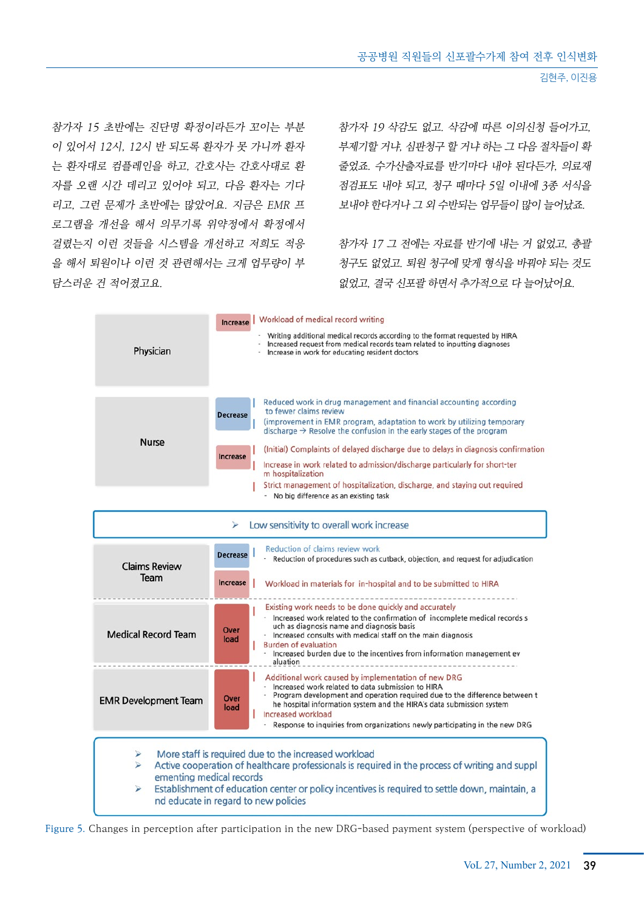*참가자 15 초반에는 진단명 확정이라든가 꼬이는 부분이 있어서 12시, 12시 반 되도록 환자가 못 가니까 환자는 환자대로 컴플레인을 하고, 간호사는 간호사대로 환자를 오랜 시간 데리고 있어야 되고, 다음 환자는 기다리고, 그런 문제가 초반에는 많았어요. 지금은 EMR 프로그램을 개선을 해서 의무기록 위약정에서 확정에서 걸렸는지 이런 것들을 시스템을 개선하고 저희도 적응을 해서 퇴원이나 이런 것 관련해서는 크게 업무량이 부담스러운 건 적어졌고요.*

*참가자 19 삭감도 없고. 삭감에 따른 이의신청 들어가고, 부제기할 거냐, 심판청구 할 거냐 하는 그 다음 절차들이 확 줄었죠. 수가산출자료를 반기마다 내야 된다든가, 의료재점검표도 내야 되고, 청구 때마다 5일 이내에 3종 서식을 보내야 한다거나 그 외 수반되는 업무들이 많이 늘어났죠.*

*참가자 17 그 전에는 자료를 반기에 내는 거 없었고, 총괄청구도 없었고. 퇴원 청구에 맞게 형식을 바꿔야 되는 것도 없었고, 결국 신포괄 하면서 추가적으로 다 늘어났어요.*

| Group | Change | Details |
|---|---|---|
| Physician | Increase | Workload of medical record writing<br>- Writing additional medical records according to the format requested by HIRA<br>- Increased request from medical records team related to inputting diagnoses<br>- Increase in work for educating resident doctors |
| Nurse | Decrease | Reduced work in drug management and financial accounting according to fewer claims review<br>(improvement in EMR program, adaptation to work by utilizing temporary discharge → Resolve the confusion in the early stages of the program |
| | Increase | (Initial) Complaints of delayed discharge due to delays in diagnosis confirmation<br>Increase in work related to admission/discharge particularly for short-term hospitalization<br>Strict management of hospitalization, discharge, and staying out required<br>- No big difference as an existing task |

➢ Low sensitivity to overall work increase

| Group | Change | Details |
|---|---|---|
| Claims Review Team | Decrease | Reduction of claims review work<br>- Reduction of procedures such as cutback, objection, and request for adjudication |
| | Increase | Workload in materials for in-hospital and to be submitted to HIRA |
| Medical Record Team | Over load | Existing work needs to be done quickly and accurately<br>- Increased work related to the confirmation of incomplete medical records such as diagnosis name and diagnosis basis<br>- Increased consults with medical staff on the main diagnosis<br>Burden of evaluation<br>- Increased burden due to the incentives from information management evaluation |
| EMR Development Team | Over load | Additional work caused by implementation of new DRG<br>- Increased work related to data submission to HIRA<br>- Program development and operation required due to the difference between the hospital information system and the HIRA's data submission system<br>Increased workload<br>- Response to inquiries from organizations newly participating in the new DRG |

➢ More staff is required due to the increased workload
➢ Active cooperation of healthcare professionals is required in the process of writing and supplementing medical records
➢ Establishment of education center or policy incentives is required to settle down, maintain, and educate in regard to new policies

Figure 5. Changes in perception after participation in the new DRG-based payment system (perspective of workload)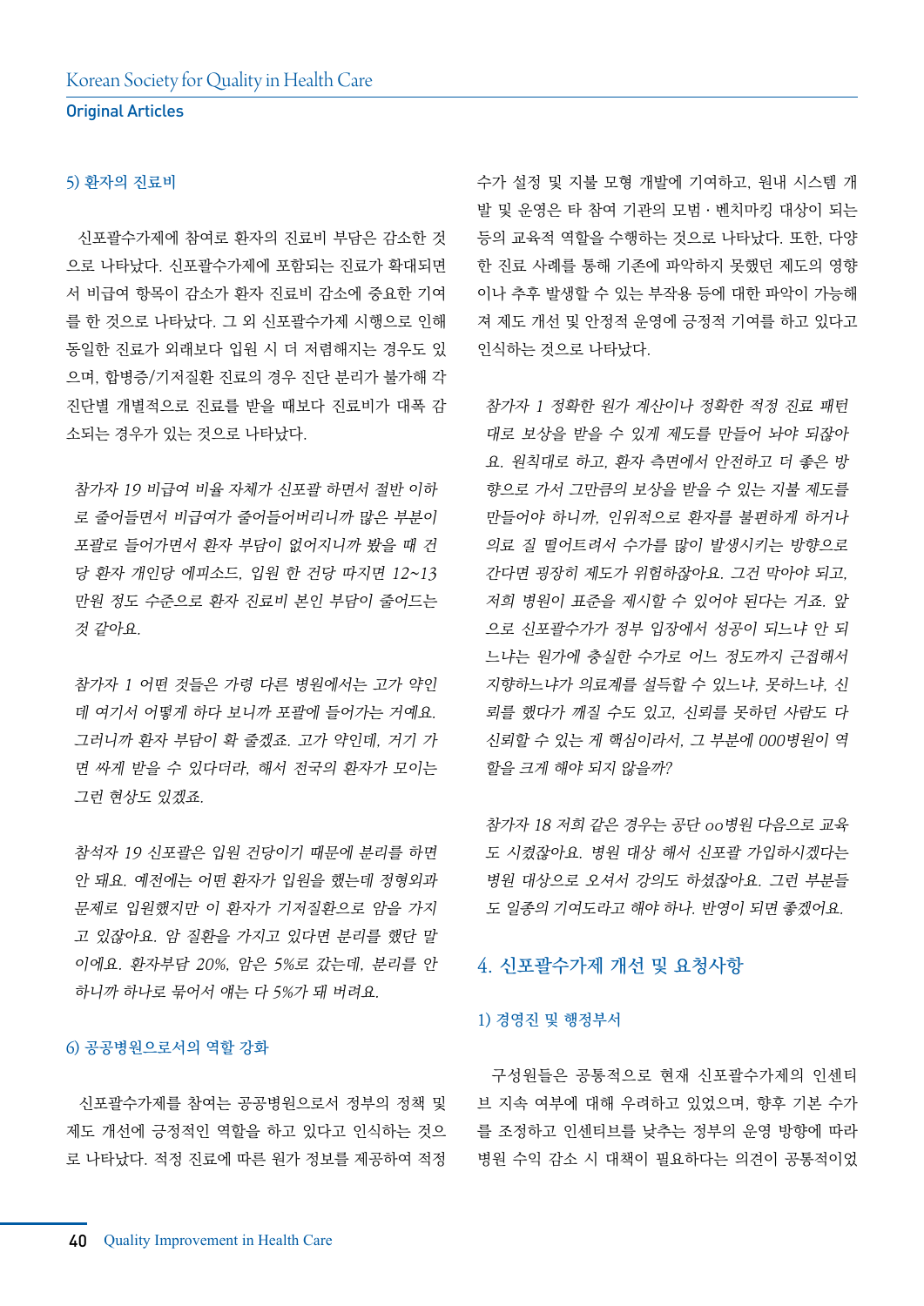### 5) 환자의 진료비

신포괄수가제에 참여로 환자의 진료비 부담은 감소한 것으로 나타났다. 신포괄수가제에 포함되는 진료가 확대되면서 비급여 항목이 감소가 환자 진료비 감소에 중요한 기여를 한 것으로 나타났다. 그 외 신포괄수가제 시행으로 인해 동일한 진료가 외래보다 입원 시 더 저렴해지는 경우도 있으며, 합병증/기저질환 진료의 경우 진단 분리가 불가해 각 진단별 개별적으로 진료를 받을 때보다 진료비가 대폭 감소되는 경우가 있는 것으로 나타났다.

*참가자 19 비급여 비율 자체가 신포괄 하면서 절반 이하로 줄어들면서 비급여가 줄어들어버리니까 많은 부분이 포괄로 들어가면서 환자 부담이 없어지니까 봤을 때 건당 환자 개인당 에피소드, 입원 한 건당 따지면 12~13만원 정도 수준으로 환자 진료비 본인 부담이 줄어드는 것 같아요.*

*참가자 1 어떤 것들은 가령 다른 병원에서는 고가 약인데 여기서 어떻게 하다 보니까 포괄에 들어가는 거예요. 그러니까 환자 부담이 확 줄겠죠. 고가 약인데, 거기 가면 싸게 받을 수 있다더라, 해서 전국의 환자가 모이는 그런 현상도 있겠죠.*

*참석자 19 신포괄은 입원 건당이기 때문에 분리를 하면 안 돼요. 예전에는 어떤 환자가 입원을 했는데 정형외과 문제로 입원했지만 이 환자가 기저질환으로 암을 가지고 있잖아요. 암 질환을 가지고 있다면 분리를 했단 말이에요. 환자부담 20%, 암은 5%로 갔는데, 분리를 안 하니까 하나로 묶어서 얘는 다 5%가 돼 버려요.*

### 6) 공공병원으로서의 역할 강화

신포괄수가제를 참여는 공공병원으로서 정부의 정책 및 제도 개선에 긍정적인 역할을 하고 있다고 인식하는 것으로 나타났다. 적정 진료에 따른 원가 정보를 제공하여 적정 수가 설정 및 지불 모형 개발에 기여하고, 원내 시스템 개발 및 운영은 타 참여 기관의 모범·벤치마킹 대상이 되는 등의 교육적 역할을 수행하는 것으로 나타났다. 또한, 다양한 진료 사례를 통해 기존에 파악하지 못했던 제도의 영향이나 추후 발생할 수 있는 부작용 등에 대한 파악이 가능해져 제도 개선 및 안정적 운영에 긍정적 기여를 하고 있다고 인식하는 것으로 나타났다.

*참가자 1 정확한 원가 계산이나 정확한 적정 진료 패턴대로 보상을 받을 수 있게 제도를 만들어 놔야 되잖아요. 원칙대로 하고, 환자 측면에서 안전하고 더 좋은 방향으로 가서 그만큼의 보상을 받을 수 있는 지불 제도를 만들어야 하니까, 인위적으로 환자를 불편하게 하거나 의료 질 떨어트려서 수가를 많이 발생시키는 방향으로 간다면 굉장히 제도가 위험하잖아요. 그건 막아야 되고, 저희 병원이 표준을 제시할 수 있어야 된다는 거죠. 앞으로 신포괄수가가 정부 입장에서 성공이 되느냐 안 되느냐는 원가에 충실한 수가로 어느 정도까지 근접해서 지향하느냐가 의료계를 설득할 수 있느냐, 못하느냐, 신뢰를 했다가 깨질 수도 있고, 신뢰를 못하던 사람도 다 신뢰할 수 있는 게 핵심이라서, 그 부분에 000병원이 역할을 크게 해야 되지 않을까?*

*참가자 18 저희 같은 경우는 공단 oo병원 다음으로 교육도 시켰잖아요. 병원 대상 해서 신포괄 가입하시겠다는 병원 대상으로 오셔서 강의도 하셨잖아요. 그런 부분들도 일종의 기여도라고 해야 하나. 반영이 되면 좋겠어요.*

## 4. 신포괄수가제 개선 및 요청사항

### 1) 경영진 및 행정부서

구성원들은 공통적으로 현재 신포괄수가제의 인센티브 지속 여부에 대해 우려하고 있었으며, 향후 기본 수가를 조정하고 인센티브를 낮추는 정부의 운영 방향에 따라 병원 수익 감소 시 대책이 필요하다는 의견이 공통적이었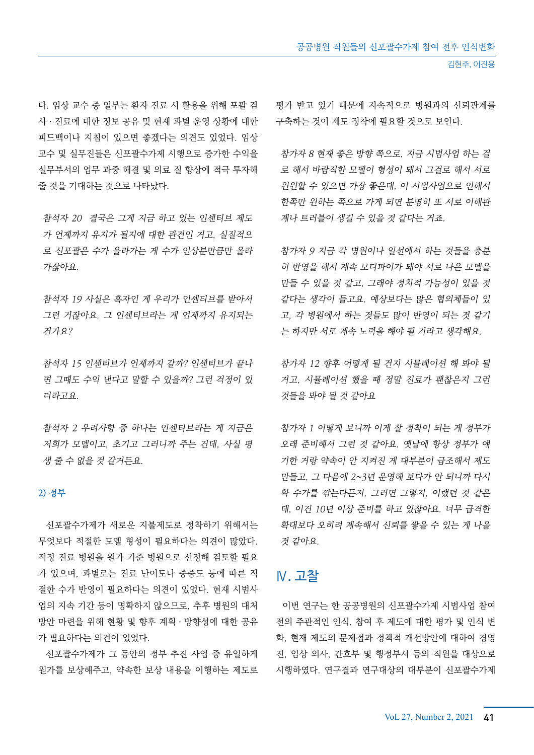다. 임상 교수 중 일부는 환자 진료 시 활용을 위해 포괄 검사 · 진료에 대한 정보 공유 및 현재 과별 운영 상황에 대한 피드백이나 지침이 있으면 좋겠다는 의견도 있었다. 임상 교수 및 실무진들은 신포괄수가제 시행으로 증가한 수익을 실무부서의 업무 과중 해결 및 의료 질 향상에 적극 투자해 줄 것을 기대하는 것으로 나타났다.

*참석자 20 결국은 그게 지금 하고 있는 인센티브 제도가 언제까지 유지가 될지에 대한 관건인 거고, 실질적으로 신포괄은 수가 올라가는 게 수가 인상분만큼만 올라가잖아요.*

*참석자 19 사실은 흑자인 게 우리가 인센티브를 받아서 그런 거잖아요. 그 인센티브라는 게 언제까지 유지되는 건가요?*

*참석자 15 인센티브가 언제까지 갈까? 인센티브가 끝나면 그때도 수익 낸다고 말할 수 있을까? 그런 걱정이 있더라고요.*

*참석자 2 우려사항 중 하나는 인센티브라는 게 지금은 저희가 모델이고, 초기고 그러니까 주는 건데, 사실 평생 줄 수 없을 것 같거든요.*

2) 정부

신포괄수가제가 새로운 지불제도로 정착하기 위해서는 무엇보다 적절한 모델 형성이 필요하다는 의견이 많았다. 적정 진료 병원을 원가 기준 병원으로 선정해 검토할 필요가 있으며, 과별로는 진료 난이도나 중증도 등에 따른 적절한 수가 반영이 필요하다는 의견이 있었다. 현재 시범사업의 지속 기간 등이 명확하지 않으므로, 추후 병원의 대처 방안 마련을 위해 현황 및 향후 계획 · 방향성에 대한 공유가 필요하다는 의견이 있었다.

신포괄수가제가 그 동안의 정부 추진 사업 중 유일하게 원가를 보상해주고, 약속한 보상 내용을 이행하는 제도로 평가 받고 있기 때문에 지속적으로 병원과의 신뢰관계를 구축하는 것이 제도 정착에 필요할 것으로 보인다.

*참가자 8 현재 좋은 방향 쪽으로, 지금 시범사업 하는 걸로 해서 바람직한 모델이 형성이 돼서 그걸로 해서 서로 윈윈할 수 있으면 가장 좋은데, 이 시범사업으로 인해서 한쪽만 원하는 쪽으로 가게 되면 분명히 또 서로 이해관계나 트러블이 생길 수 있을 것 같다는 거죠.*

*참가자 9 지금 각 병원이나 일선에서 하는 것들을 충분히 반영을 해서 계속 모디파이가 돼야 서로 나은 모델을 만들 수 있을 것 같고, 그래야 정치적 가능성이 있을 것 같다는 생각이 들고요. 예상보다는 많은 협의체들이 있고, 각 병원에서 하는 것들도 많이 반영이 되는 것 같기는 하지만 서로 계속 노력을 해야 될 거라고 생각해요.*

*참가자 12 향후 어떻게 될 건지 시뮬레이션 해 봐야 될 거고, 시뮬레이션 했을 때 정말 진료가 괜찮은지 그런 것들을 봐야 될 것 같아요*

*참가자 1 어떻게 보니까 이게 잘 정착이 되는 게 정부가 오래 준비해서 그런 것 같아요. 옛날에 항상 정부가 애기한 거랑 약속이 안 지켜진 게 대부분이 급조해서 제도 만들고, 그 다음에 2~3년 운영해 보다가 안 되니까 다시 확 수가를 깎는다든지, 그러면 그렇지, 이랬던 것 같은데, 이건 10년 이상 준비를 하고 있잖아요. 너무 급격한 확대보다 오히려 계속해서 신뢰를 쌓을 수 있는 게 나을 것 같아요.*

## Ⅳ. 고찰

이번 연구는 한 공공병원의 신포괄수가제 시범사업 참여 전의 주관적인 인식, 참여 후 제도에 대한 평가 및 인식 변화, 현재 제도의 문제점과 정책적 개선방안에 대하여 경영진, 임상 의사, 간호부 및 행정부서 등의 직원을 대상으로 시행하였다. 연구결과 연구대상의 대부분이 신포괄수가제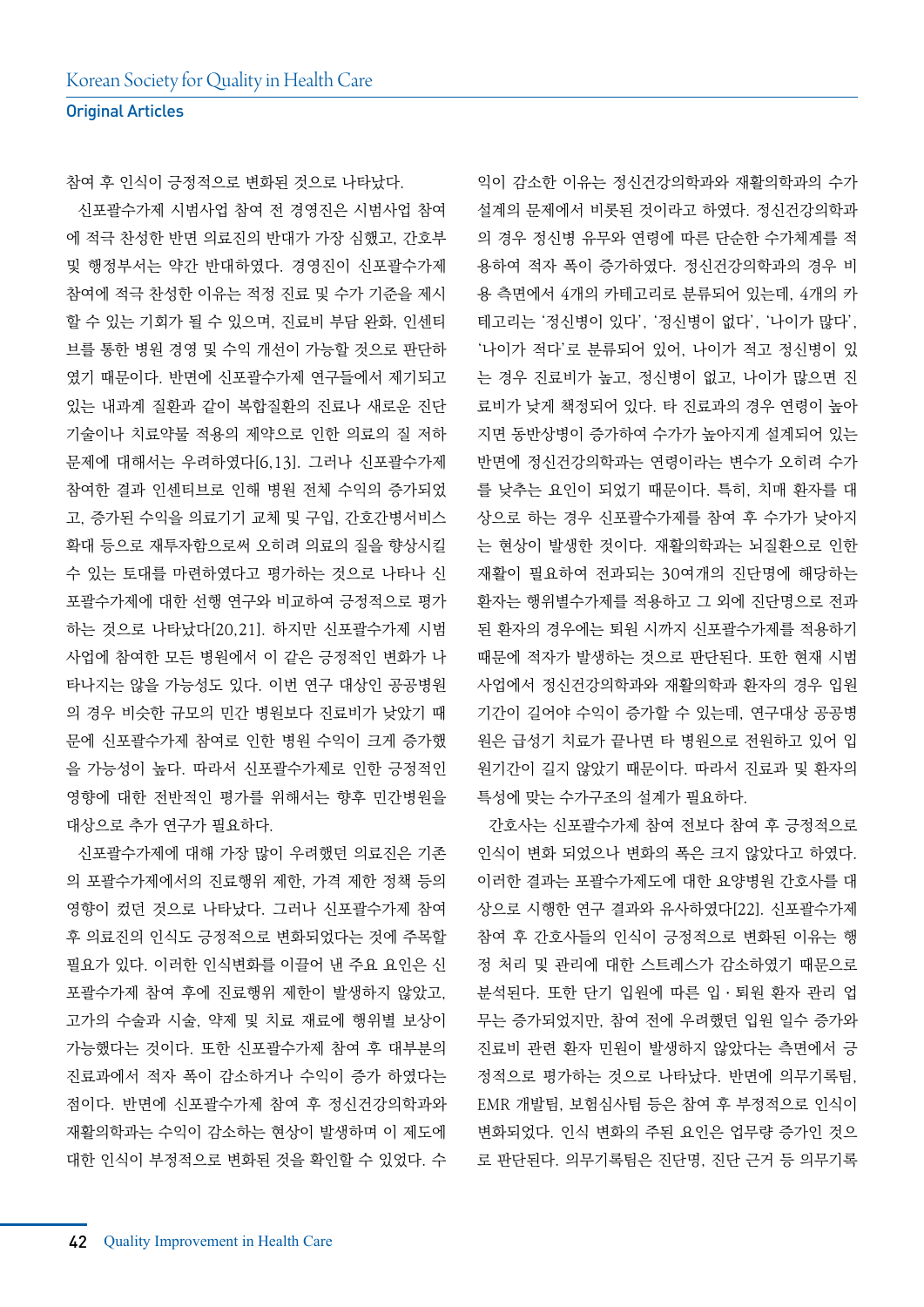참여 후 인식이 긍정적으로 변화된 것으로 나타났다.

신포괄수가제 시범사업 참여 전 경영진은 시범사업 참여에 적극 찬성한 반면 의료진의 반대가 가장 심했고, 간호부 및 행정부서는 약간 반대하였다. 경영진이 신포괄수가제 참여에 적극 찬성한 이유는 적정 진료 및 수가 기준을 제시할 수 있는 기회가 될 수 있으며, 진료비 부담 완화, 인센티브를 통한 병원 경영 및 수익 개선이 가능할 것으로 판단하였기 때문이다. 반면에 신포괄수가제 연구들에서 제기되고 있는 내과계 질환과 같이 복합질환의 진료나 새로운 진단기술이나 치료약물 적용의 제약으로 인한 의료의 질 저하 문제에 대해서는 우려하였다[6,13]. 그러나 신포괄수가제 참여한 결과 인센티브로 인해 병원 전체 수익의 증가되었고, 증가된 수익을 의료기기 교체 및 구입, 간호간병서비스 확대 등으로 재투자함으로써 오히려 의료의 질을 향상시킬 수 있는 토대를 마련하였다고 평가하는 것으로 나타나 신포괄수가제에 대한 선행 연구와 비교하여 긍정적으로 평가하는 것으로 나타났다[20,21]. 하지만 신포괄수가제 시범사업에 참여한 모든 병원에서 이 같은 긍정적인 변화가 나타나지는 않을 가능성도 있다. 이번 연구 대상인 공공병원의 경우 비슷한 규모의 민간 병원보다 진료비가 낮았기 때문에 신포괄수가제 참여로 인한 병원 수익이 크게 증가했을 가능성이 높다. 따라서 신포괄수가제로 인한 긍정적인 영향에 대한 전반적인 평가를 위해서는 향후 민간병원을 대상으로 추가 연구가 필요하다.

신포괄수가제에 대해 가장 많이 우려했던 의료진은 기존의 포괄수가제에서의 진료행위 제한, 가격 제한 정책 등의 영향이 컸던 것으로 나타났다. 그러나 신포괄수가제 참여 후 의료진의 인식도 긍정적으로 변화되었다는 것에 주목할 필요가 있다. 이러한 인식변화를 이끌어 낸 주요 요인은 신포괄수가제 참여 후에 진료행위 제한이 발생하지 않았고, 고가의 수술과 시술, 약제 및 치료 재료에 행위별 보상이 가능했다는 것이다. 또한 신포괄수가제 참여 후 대부분의 진료과에서 적자 폭이 감소하거나 수익이 증가 하였다는 점이다. 반면에 신포괄수가제 참여 후 정신건강의학과와 재활의학과는 수익이 감소하는 현상이 발생하며 이 제도에 대한 인식이 부정적으로 변화된 것을 확인할 수 있었다. 수익이 감소한 이유는 정신건강의학과와 재활의학과의 수가 설계의 문제에서 비롯된 것이라고 하였다. 정신건강의학과의 경우 정신병 유무와 연령에 따른 단순한 수가체계를 적용하여 적자 폭이 증가하였다. 정신건강의학과의 경우 비용 측면에서 4개의 카테고리로 분류되어 있는데, 4개의 카테고리는 '정신병이 있다', '정신병이 없다', '나이가 많다', '나이가 적다'로 분류되어 있어, 나이가 적고 정신병이 있는 경우 진료비가 높고, 정신병이 없고, 나이가 많으면 진료비가 낮게 책정되어 있다. 타 진료과의 경우 연령이 높아지면 동반상병이 증가하여 수가가 높아지게 설계되어 있는 반면에 정신건강의학과는 연령이라는 변수가 오히려 수가를 낮추는 요인이 되었기 때문이다. 특히, 치매 환자를 대상으로 하는 경우 신포괄수가제를 참여 후 수가가 낮아지는 현상이 발생한 것이다. 재활의학과는 뇌질환으로 인한 재활이 필요하여 전과되는 30여개의 진단명에 해당하는 환자는 행위별수가제를 적용하고 그 외에 진단명으로 전과된 환자의 경우에는 퇴원 시까지 신포괄수가제를 적용하기 때문에 적자가 발생하는 것으로 판단된다. 또한 현재 시범사업에서 정신건강의학과와 재활의학과 환자의 경우 입원기간이 길어야 수익이 증가할 수 있는데, 연구대상 공공병원은 급성기 치료가 끝나면 타 병원으로 전원하고 있어 입원기간이 길지 않았기 때문이다. 따라서 진료과 및 환자의 특성에 맞는 수가구조의 설계가 필요하다.

간호사는 신포괄수가제 참여 전보다 참여 후 긍정적으로 인식이 변화 되었으나 변화의 폭은 크지 않았다고 하였다. 이러한 결과는 포괄수가제도에 대한 요양병원 간호사를 대상으로 시행한 연구 결과와 유사하였다[22]. 신포괄수가제 참여 후 간호사들의 인식이 긍정적으로 변화된 이유는 행정 처리 및 관리에 대한 스트레스가 감소하였기 때문으로 분석된다. 또한 단기 입원에 따른 입·퇴원 환자 관리 업무는 증가되었지만, 참여 전에 우려했던 입원 일수 증가와 진료비 관련 환자 민원이 발생하지 않았다는 측면에서 긍정적으로 평가하는 것으로 나타났다. 반면에 의무기록팀, EMR 개발팀, 보험심사팀 등은 참여 후 부정적으로 인식이 변화되었다. 인식 변화의 주된 요인은 업무량 증가인 것으로 판단된다. 의무기록팀은 진단명, 진단 근거 등 의무기록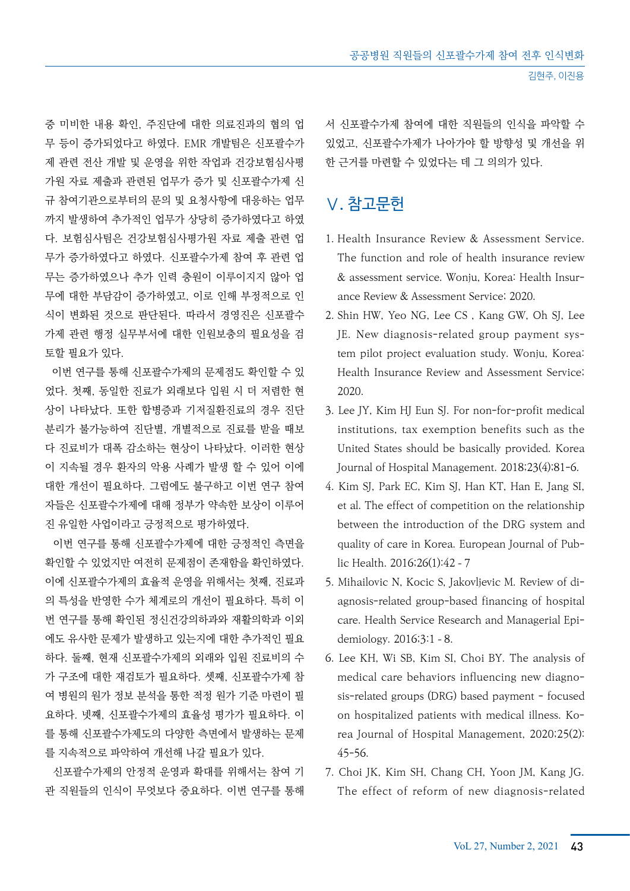중 미비한 내용 확인, 주진단에 대한 의료진과의 협의 업무 등이 증가되었다고 하였다. EMR 개발팀은 신포괄수가제 관련 전산 개발 및 운영을 위한 작업과 건강보험심사평가원 자료 제출과 관련된 업무가 증가 및 신포괄수가제 신규 참여기관으로부터의 문의 및 요청사항에 대응하는 업무까지 발생하여 추가적인 업무가 상당히 증가하였다고 하였다. 보험심사팀은 건강보험심사평가원 자료 제출 관련 업무가 증가하였다고 하였다. 신포괄수가제 참여 후 관련 업무는 증가하였으나 추가 인력 충원이 이루이지지 않아 업무에 대한 부담감이 증가하였고, 이로 인해 부정적으로 인식이 변화된 것으로 판단된다. 따라서 경영진은 신포괄수가제 관련 행정 실무부서에 대한 인원보충의 필요성을 검토할 필요가 있다.

이번 연구를 통해 신포괄수가제의 문제점도 확인할 수 있었다. 첫째, 동일한 진료가 외래보다 입원 시 더 저렴한 현상이 나타났다. 또한 합병증과 기저질환진료의 경우 진단 분리가 불가능하여 진단별, 개별적으로 진료를 받을 때보다 진료비가 대폭 감소하는 현상이 나타났다. 이러한 현상이 지속될 경우 환자의 악용 사례가 발생 할 수 있어 이에 대한 개선이 필요하다. 그럼에도 불구하고 이번 연구 참여자들은 신포괄수가제에 대해 정부가 약속한 보상이 이루어진 유일한 사업이라고 긍정적으로 평가하였다.

이번 연구를 통해 신포괄수가제에 대한 긍정적인 측면을 확인할 수 있었지만 여전히 문제점이 존재함을 확인하였다. 이에 신포괄수가제의 효율적 운영을 위해서는 첫째, 진료과의 특성을 반영한 수가 체계로의 개선이 필요하다. 특히 이번 연구를 통해 확인된 정신건강의학과와 재활의학과 이외에도 유사한 문제가 발생하고 있는지에 대한 추가적인 필요하다. 둘째, 현재 신포괄수가제의 외래와 입원 진료비의 수가 구조에 대한 재검토가 필요하다. 셋째, 신포괄수가제 참여 병원의 원가 정보 분석을 통한 적정 원가 기준 마련이 필요하다. 넷째, 신포괄수가제의 효율성 평가가 필요하다. 이를 통해 신포괄수가제도의 다양한 측면에서 발생하는 문제를 지속적으로 파악하여 개선해 나갈 필요가 있다.

신포괄수가제의 안정적 운영과 확대를 위해서는 참여 기관 직원들의 인식이 무엇보다 중요하다. 이번 연구를 통해서 신포괄수가제 참여에 대한 직원들의 인식을 파악할 수 있었고, 신포괄수가제가 나아가야 할 방향성 및 개선을 위한 근거를 마련할 수 있었다는 데 그 의의가 있다.

## Ⅴ. 참고문헌

1. Health Insurance Review & Assessment Service. The function and role of health insurance review & assessment service. Wonju, Korea: Health Insurance Review & Assessment Service; 2020.
2. Shin HW, Yeo NG, Lee CS , Kang GW, Oh SJ, Lee JE. New diagnosis-related group payment system pilot project evaluation study. Wonju, Korea: Health Insurance Review and Assessment Service; 2020.
3. Lee JY, Kim HJ Eun SJ. For non-for-profit medical institutions, tax exemption benefits such as the United States should be basically provided. Korea Journal of Hospital Management. 2018;23(4):81-6.
4. Kim SJ, Park EC, Kim SJ, Han KT, Han E, Jang SI, et al. The effect of competition on the relationship between the introduction of the DRG system and quality of care in Korea. European Journal of Public Health. 2016;26(1):42 - 7
5. Mihailovic N, Kocic S, Jakovljevic M. Review of diagnosis-related group-based financing of hospital care. Health Service Research and Managerial Epidemiology. 2016;3:1 - 8.
6. Lee KH, Wi SB, Kim SI, Choi BY. The analysis of medical care behaviors influencing new diagnosis-related groups (DRG) based payment - focused on hospitalized patients with medical illness. Korea Journal of Hospital Management, 2020;25(2):45-56.
7. Choi JK, Kim SH, Chang CH, Yoon JM, Kang JG. The effect of reform of new diagnosis-related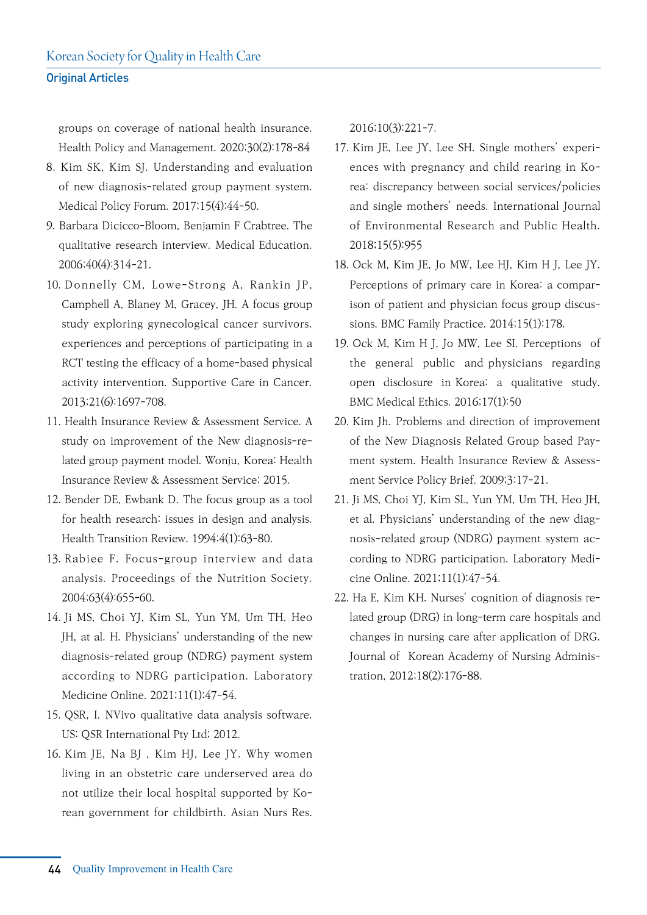groups on coverage of national health insurance. Health Policy and Management. 2020;30(2):178-84

8. Kim SK, Kim SJ. Understanding and evaluation of new diagnosis-related group payment system. Medical Policy Forum. 2017;15(4):44-50.
9. Barbara Dicicco-Bloom, Benjamin F Crabtree. The qualitative research interview. Medical Education. 2006;40(4):314-21.
10. Donnelly CM, Lowe-Strong A, Rankin JP, Camphell A, Blaney M, Gracey, JH. A focus group study exploring gynecological cancer survivors. experiences and perceptions of participating in a RCT testing the efficacy of a home-based physical activity intervention. Supportive Care in Cancer. 2013;21(6):1697-708.
11. Health Insurance Review & Assessment Service. A study on improvement of the New diagnosis-related group payment model. Wonju, Korea: Health Insurance Review & Assessment Service; 2015.
12. Bender DE, Ewbank D. The focus group as a tool for health research: issues in design and analysis. Health Transition Review. 1994;4(1):63-80.
13. Rabiee F. Focus-group interview and data analysis. Proceedings of the Nutrition Society. 2004;63(4):655-60.
14. Ji MS, Choi YJ, Kim SL, Yun YM, Um TH, Heo JH, at al. H. Physicians' understanding of the new diagnosis-related group (NDRG) payment system according to NDRG participation. Laboratory Medicine Online. 2021;11(1):47-54.
15. QSR, I. NVivo qualitative data analysis software. US: QSR International Pty Ltd; 2012.
16. Kim JE, Na BJ , Kim HJ, Lee JY. Why women living in an obstetric care underserved area do not utilize their local hospital supported by Korean government for childbirth. Asian Nurs Res. 2016;10(3):221-7.
17. Kim JE, Lee JY, Lee SH. Single mothers' experiences with pregnancy and child rearing in Korea: discrepancy between social services/policies and single mothers' needs. International Journal of Environmental Research and Public Health. 2018;15(5):955
18. Ock M, Kim JE, Jo MW, Lee HJ, Kim H J, Lee JY. Perceptions of primary care in Korea: a comparison of patient and physician focus group discussions. BMC Family Practice. 2014;15(1):178.
19. Ock M, Kim H J, Jo MW, Lee SI. Perceptions of the general public and physicians regarding open disclosure in Korea: a qualitative study. BMC Medical Ethics. 2016;17(1):50
20. Kim Jh. Problems and direction of improvement of the New Diagnosis Related Group based Payment system. Health Insurance Review & Assessment Service Policy Brief. 2009;3:17-21.
21. Ji MS, Choi YJ, Kim SL, Yun YM, Um TH, Heo JH, et al. Physicians' understanding of the new diagnosis-related group (NDRG) payment system according to NDRG participation. Laboratory Medicine Online. 2021;11(1):47-54.
22. Ha E, Kim KH. Nurses' cognition of diagnosis related group (DRG) in long-term care hospitals and changes in nursing care after application of DRG. Journal of Korean Academy of Nursing Administration, 2012;18(2):176-88.